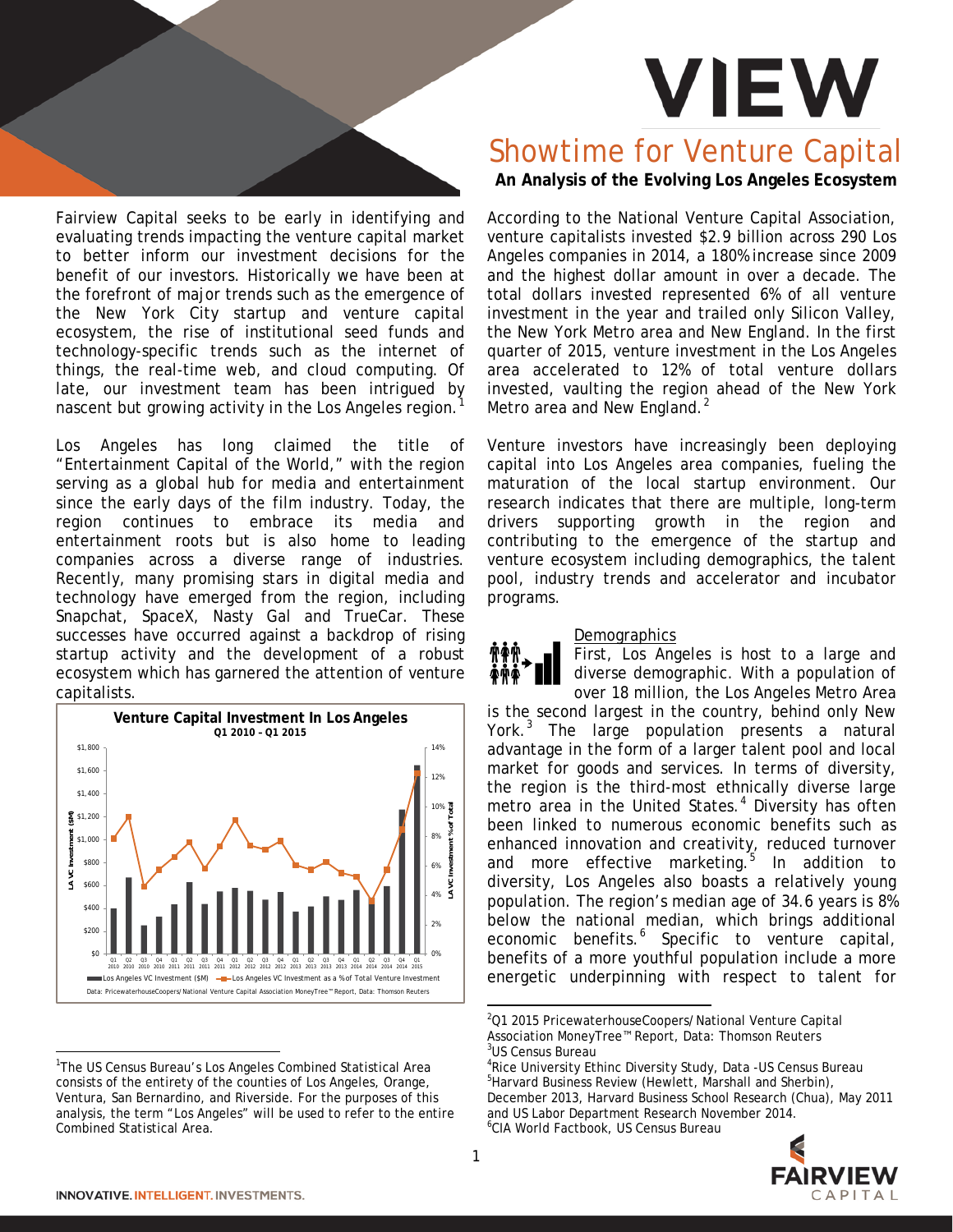# VIEW

## Showtime for Venture Capital

**An Analysis of the Evolving Los Angeles Ecosystem**

Fairview Capital seeks to be early in identifying and evaluating trends impacting the venture capital market to better inform our investment decisions for the benefit of our investors. Historically we have been at the forefront of major trends such as the emergence of the New York City startup and venture capital ecosystem, the rise of institutional seed funds and technology-specific trends such as the internet of things, the real-time web, and cloud computing. Of late, our investment team has been intrigued by nascent but growing activity in the Los Angeles region.[1]

Los Angeles has long claimed the title of "Entertainment Capital of the World," with the region serving as a global hub for media and entertainment since the early days of the film industry. Today, the region continues to embrace its media and entertainment roots but is also home to leading companies across a diverse range of industries. Recently, many promising stars in digital media and technology have emerged from the region, including Snapchat, SpaceX, Nasty Gal and TrueCar. These successes have occurred against a backdrop of rising startup activity and the development of a robust ecosystem which has garnered the attention of venture capitalists.

**Venture Capital Investment In Los Angeles**
**Q1 2010 – Q1 2015**

Los Angeles VC Investment ($M) — Los Angeles VC Investment as a % of Total Venture Investment

Data: PricewaterhouseCoopers/National Venture Capital Association MoneyTree™ Report, Data: Thomson Reuters

According to the National Venture Capital Association, venture capitalists invested $2.9 billion across 290 Los Angeles companies in 2014, a 180% increase since 2009 and the highest dollar amount in over a decade. The total dollars invested represented 6% of all venture investment in the year and trailed only Silicon Valley, the New York Metro area and New England. In the first quarter of 2015, venture investment in the Los Angeles area accelerated to 12% of total venture dollars invested, vaulting the region ahead of the New York Metro area and New England.[2]

Venture investors have increasingly been deploying capital into Los Angeles area companies, fueling the maturation of the local startup environment. Our research indicates that there are multiple, long-term drivers supporting growth in the region and contributing to the emergence of the startup and venture ecosystem including demographics, the talent pool, industry trends and accelerator and incubator programs.

### Demographics

First, Los Angeles is host to a large and diverse demographic. With a population of over 18 million, the Los Angeles Metro Area is the second largest in the country, behind only New York.[3] The large population presents a natural advantage in the form of a larger talent pool and local market for goods and services. In terms of diversity, the region is the third-most ethnically diverse large metro area in the United States.[4] Diversity has often been linked to numerous economic benefits such as enhanced innovation and creativity, reduced turnover and more effective marketing.[5] In addition to diversity, Los Angeles also boasts a relatively young population. The region's median age of 34.6 years is 8% below the national median, which brings additional economic benefits.[6] Specific to venture capital, benefits of a more youthful population include a more energetic underpinning with respect to talent for

---

[1] The US Census Bureau's Los Angeles Combined Statistical Area consists of the entirety of the counties of Los Angeles, Orange, Ventura, San Bernardino, and Riverside. For the purposes of this analysis, the term "Los Angeles" will be used to refer to the entire Combined Statistical Area.

[2] Q1 2015 PricewaterhouseCoopers/National Venture Capital Association MoneyTree™ Report, Data: Thomson Reuters

[3] US Census Bureau

[4] Rice University Ethinc Diversity Study, Data -US Census Bureau

[5] Harvard Business Review (Hewlett, Marshall and Sherbin), December 2013, Harvard Business School Research (Chua), May 2011 and US Labor Department Research November 2014.

[6] CIA World Factbook, US Census Bureau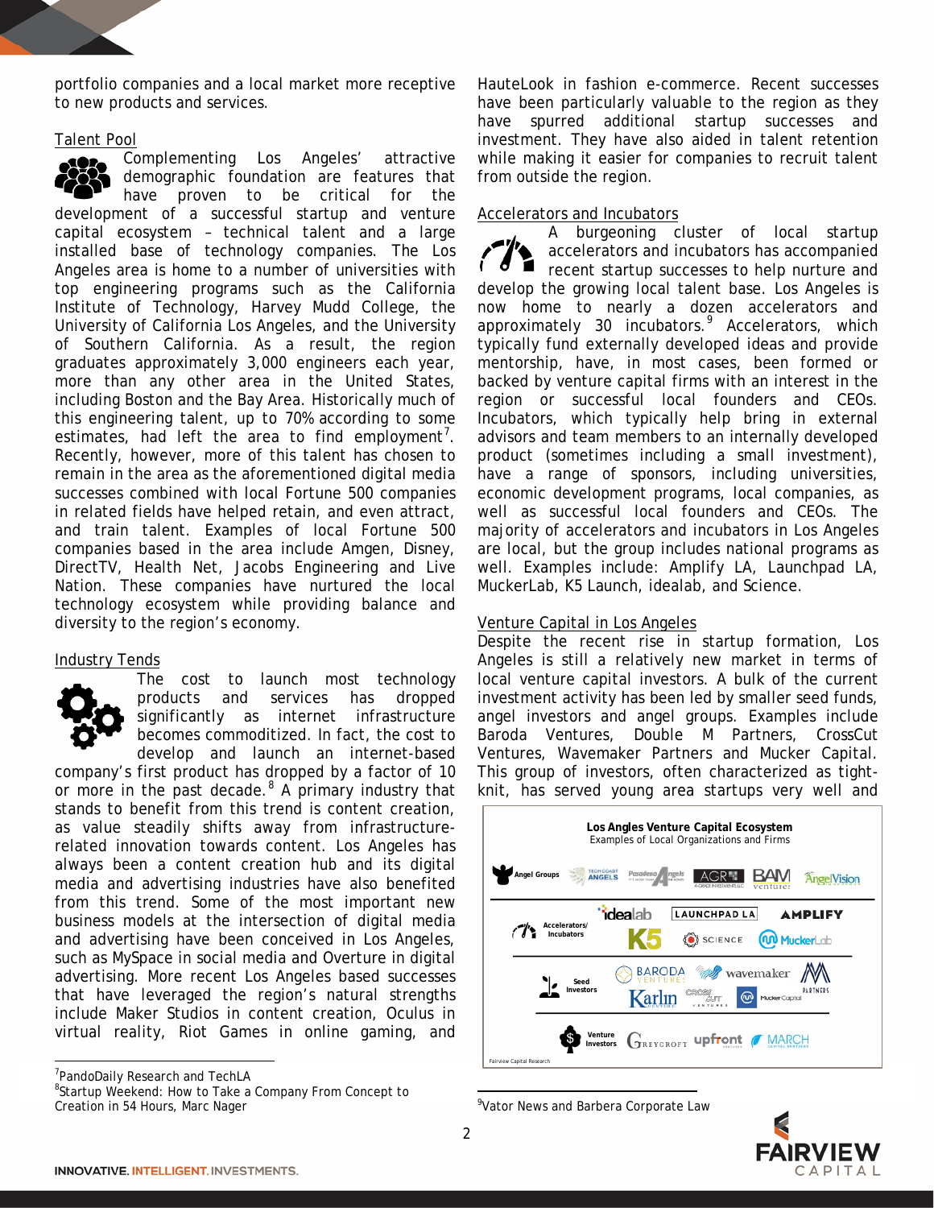portfolio companies and a local market more receptive to new products and services.

## Talent Pool

Complementing Los Angeles' attractive demographic foundation are features that have proven to be critical for the development of a successful startup and venture capital ecosystem – technical talent and a large installed base of technology companies. The Los Angeles area is home to a number of universities with top engineering programs such as the California Institute of Technology, Harvey Mudd College, the University of California Los Angeles, and the University of Southern California. As a result, the region graduates approximately 3,000 engineers each year, more than any other area in the United States, including Boston and the Bay Area. Historically much of this engineering talent, up to 70% according to some estimates, had left the area to find employment[7]. Recently, however, more of this talent has chosen to remain in the area as the aforementioned digital media successes combined with local Fortune 500 companies in related fields have helped retain, and even attract, and train talent. Examples of local Fortune 500 companies based in the area include Amgen, Disney, DirectTV, Health Net, Jacobs Engineering and Live Nation. These companies have nurtured the local technology ecosystem while providing balance and diversity to the region's economy.

## Industry Tends

The cost to launch most technology products and services has dropped significantly as internet infrastructure becomes commoditized. In fact, the cost to develop and launch an internet-based company's first product has dropped by a factor of 10 or more in the past decade.[8] A primary industry that stands to benefit from this trend is content creation, as value steadily shifts away from infrastructure-related innovation towards content. Los Angeles has always been a content creation hub and its digital media and advertising industries have also benefited from this trend. Some of the most important new business models at the intersection of digital media and advertising have been conceived in Los Angeles, such as MySpace in social media and Overture in digital advertising. More recent Los Angeles based successes that have leveraged the region's natural strengths include Maker Studios in content creation, Oculus in virtual reality, Riot Games in online gaming, and HauteLook in fashion e-commerce. Recent successes have been particularly valuable to the region as they have spurred additional startup successes and investment. They have also aided in talent retention while making it easier for companies to recruit talent from outside the region.

## Accelerators and Incubators

A burgeoning cluster of local startup accelerators and incubators has accompanied recent startup successes to help nurture and develop the growing local talent base. Los Angeles is now home to nearly a dozen accelerators and approximately 30 incubators.[9] Accelerators, which typically fund externally developed ideas and provide mentorship, have, in most cases, been formed or backed by venture capital firms with an interest in the region or successful local founders and CEOs. Incubators, which typically help bring in external advisors and team members to an internally developed product (sometimes including a small investment), have a range of sponsors, including universities, economic development programs, local companies, as well as successful local founders and CEOs. The majority of accelerators and incubators in Los Angeles are local, but the group includes national programs as well. Examples include: Amplify LA, Launchpad LA, MuckerLab, K5 Launch, idealab, and Science.

## Venture Capital in Los Angeles

Despite the recent rise in startup formation, Los Angeles is still a relatively new market in terms of local venture capital investors. A bulk of the current investment activity has been led by smaller seed funds, angel investors and angel groups. Examples include Baroda Ventures, Double M Partners, CrossCut Ventures, Wavemaker Partners and Mucker Capital. This group of investors, often characterized as tight-knit, has served young area startups very well and

**Los Angles Venture Capital Ecosystem**
Examples of Local Organizations and Firms

| Category | Examples |
|---|---|
| Angel Groups | Tech Coast Angels, Pasadena Angels, AGR, BAM Ventures, AngelVision |
| Accelerators/ Incubators | idealab, Launchpad LA, Amplify, K5, Science, MuckerLab |
| Seed Investors | Baroda Ventures, wavemaker, M Partners, Karlin Ventures, CrossCut Ventures, Mucker Capital |
| Venture Investors | Greycroft, upfront ventures, March Capital Partners |

Fairview Capital Research

---

[7] PandoDaily Research and TechLA

[8] Startup Weekend: How to Take a Company From Concept to Creation in 54 Hours, Marc Nager

[9] Vator News and Barbera Corporate Law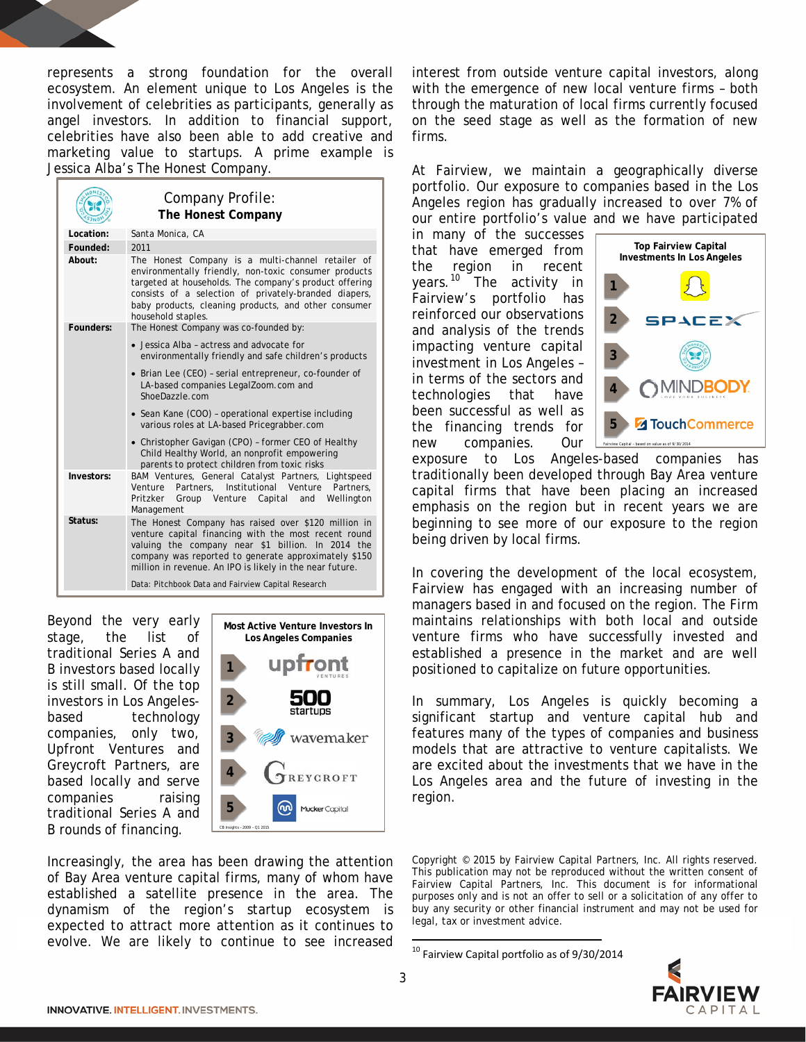represents a strong foundation for the overall ecosystem. An element unique to Los Angeles is the involvement of celebrities as participants, generally as angel investors. In addition to financial support, celebrities have also been able to add creative and marketing value to startups. A prime example is Jessica Alba's The Honest Company.

**Company Profile:**
**The Honest Company**

| | |
|---|---|
| **Location:** | Santa Monica, CA |
| **Founded:** | 2011 |
| **About:** | The Honest Company is a multi-channel retailer of environmentally friendly, non-toxic consumer products targeted at households. The company's product offering consists of a selection of privately-branded diapers, baby products, cleaning products, and other consumer household staples. |
| **Founders:** | The Honest Company was co-founded by: • Jessica Alba – actress and advocate for environmentally friendly and safe children's products • Brian Lee (CEO) – serial entrepreneur, co-founder of LA-based companies LegalZoom.com and ShoeDazzle.com • Sean Kane (COO) – operational expertise including various roles at LA-based Pricegrabber.com • Christopher Gavigan (CPO) – former CEO of Healthy Child Healthy World, an nonprofit empowering parents to protect children from toxic risks |
| **Investors:** | BAM Ventures, General Catalyst Partners, Lightspeed Venture Partners, Institutional Venture Partners, Pritzker Group Venture Capital and Wellington Management |
| **Status:** | The Honest Company has raised over $120 million in venture capital financing with the most recent round valuing the company near $1 billion. In 2014 the company was reported to generate approximately $150 million in revenue. An IPO is likely in the near future. |
| | Data: Pitchbook Data and Fairview Capital Research |

Beyond the very early stage, the list of traditional Series A and B investors based locally is still small. Of the top investors in Los Angeles-based technology companies, only two, Upfront Ventures and Greycroft Partners, are based locally and serve companies raising traditional Series A and B rounds of financing.

**Most Active Venture Investors In Los Angeles Companies**

1 upfront VENTURES
2 500 startups
3 wavemaker
4 GREYCROFT
5 Mucker Capital

CB Insights - 2009 – Q1 2015

Increasingly, the area has been drawing the attention of Bay Area venture capital firms, many of whom have established a satellite presence in the area. The dynamism of the region's startup ecosystem is expected to attract more attention as it continues to evolve. We are likely to continue to see increased interest from outside venture capital investors, along with the emergence of new local venture firms – both through the maturation of local firms currently focused on the seed stage as well as the formation of new firms.

At Fairview, we maintain a geographically diverse portfolio. Our exposure to companies based in the Los Angeles region has gradually increased to over 7% of our entire portfolio's value and we have participated in many of the successes that have emerged from the region in recent years.[10] The activity in Fairview's portfolio has reinforced our observations and analysis of the trends impacting venture capital investment in Los Angeles – in terms of the sectors and technologies that have been successful as well as the financing trends for new companies. Our exposure to Los Angeles-based companies has traditionally been developed through Bay Area venture capital firms that have been placing an increased emphasis on the region but in recent years we are beginning to see more of our exposure to the region being driven by local firms.

**Top Fairview Capital Investments In Los Angeles**

1 Snapchat
2 SPACEX
3 The Honest Company
4 MINDBODY
5 TouchCommerce

Fairview Capital – based on value as of 9/30/2014

In covering the development of the local ecosystem, Fairview has engaged with an increasing number of managers based in and focused on the region. The Firm maintains relationships with both local and outside venture firms who have successfully invested and established a presence in the market and are well positioned to capitalize on future opportunities.

In summary, Los Angeles is quickly becoming a significant startup and venture capital hub and features many of the types of companies and business models that are attractive to venture capitalists. We are excited about the investments that we have in the Los Angeles area and the future of investing in the region.

Copyright © 2015 by Fairview Capital Partners, Inc. All rights reserved. This publication may not be reproduced without the written consent of Fairview Capital Partners, Inc. This document is for informational purposes only and is not an offer to sell or a solicitation of any offer to buy any security or other financial instrument and may not be used for legal, tax or investment advice.

---

[10] Fairview Capital portfolio as of 9/30/2014